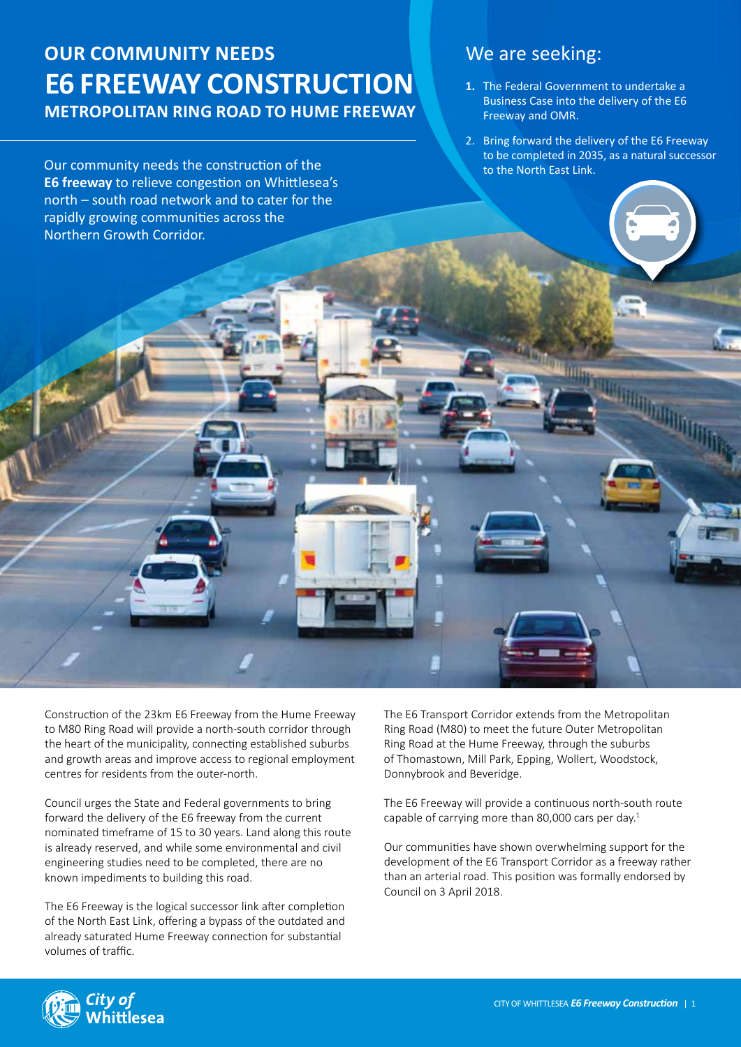# OUR COMMUNITY NEEDS

# E6 FREEWAY CONSTRUCTION

## METROPOLITAN RING ROAD TO HUME FREEWAY

Our community needs the construction of the **E6 freeway** to relieve congestion on Whittlesea's north – south road network and to cater for the rapidly growing communities across the Northern Growth Corridor.

## We are seeking:

1. The Federal Government to undertake a Business Case into the delivery of the E6 Freeway and OMR.
2. Bring forward the delivery of the E6 Freeway to be completed in 2035, as a natural successor to the North East Link.

Construction of the 23km E6 Freeway from the Hume Freeway to M80 Ring Road will provide a north-south corridor through the heart of the municipality, connecting established suburbs and growth areas and improve access to regional employment centres for residents from the outer-north.

Council urges the State and Federal governments to bring forward the delivery of the E6 freeway from the current nominated timeframe of 15 to 30 years. Land along this route is already reserved, and while some environmental and civil engineering studies need to be completed, there are no known impediments to building this road.

The E6 Freeway is the logical successor link after completion of the North East Link, offering a bypass of the outdated and already saturated Hume Freeway connection for substantial volumes of traffic.

The E6 Transport Corridor extends from the Metropolitan Ring Road (M80) to meet the future Outer Metropolitan Ring Road at the Hume Freeway, through the suburbs of Thomastown, Mill Park, Epping, Wollert, Woodstock, Donnybrook and Beveridge.

The E6 Freeway will provide a continuous north-south route capable of carrying more than 80,000 cars per day.[1]

Our communities have shown overwhelming support for the development of the E6 Transport Corridor as a freeway rather than an arterial road. This position was formally endorsed by Council on 3 April 2018.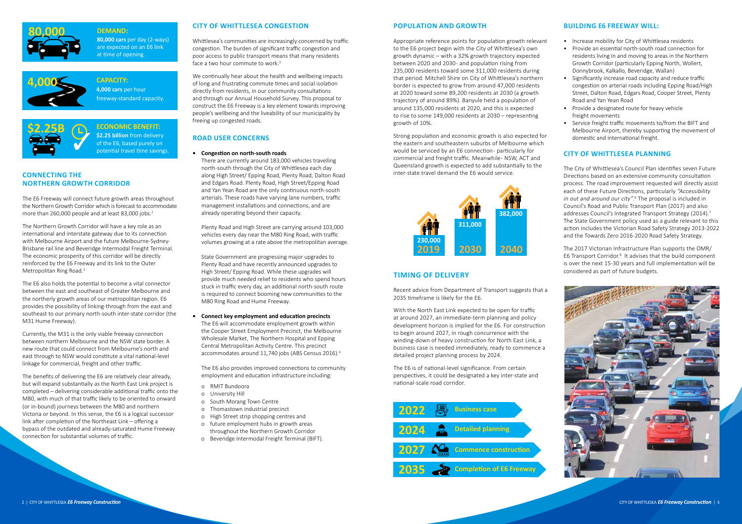**80,000**

**DEMAND:**
**80,000 cars** per day (2-ways) are expected on an E6 link at time of opening.

**4,000**

**CAPACITY:**
**4,000 cars** per hour freeway-standard capacity.

**$2.25B**

**ECONOMIC BENEFIT:**
**$2.25 billion** from delivery of the E6, based purely on potential travel time savings.

## CONNECTING THE NORTHERN GROWTH CORRIDOR

The E6 Freeway will connect future growth areas throughout the Northern Growth Corridor which is forecast to accommodate more than 260,000 people and at least 83,000 jobs.[2]

The Northern Growth Corridor will have a key role as an international and interstate gateway due to its connection with Melbourne Airport and the future Melbourne-Sydney-Brisbane rail line and Beveridge Intermodal Freight Terminal. The economic prosperity of this corridor will be directly reinforced by the E6 Freeway and its link to the Outer Metropolitan Ring Road.[2]

The E6 also holds the potential to become a vital connector between the east and southeast of Greater Melbourne and the northerly growth areas of our metropolitan region. E6 provides the possibility of linking-through from the east and southeast to our primary north-south inter-state corridor (the M31 Hume Freeway).

Currently, the M31 is the only viable freeway connection between northern Melbourne and the NSW state border. A new route that could connect from Melbourne's north and east through to NSW would constitute a vital national-level linkage for commercial, freight and other traffic.

The benefits of delivering the E6 are relatively clear already, but will expand substantially as the North East Link project is completed – delivering considerable additional traffic onto the M80, with much of that traffic likely to be oriented to onward (or in-bound) journeys between the M80 and northern Victoria or beyond. In this sense, the E6 is a logical successor link after completion of the Northeast Link – offering a bypass of the outdated and already-saturated Hume Freeway connection for substantial volumes of traffic.

## CITY OF WHITTLESEA CONGESTION

Whittlesea's communities are increasingly concerned by traffic congestion. The burden of significant traffic congestion and poor access to public transport means that many residents face a two hour commute to work.[3]

We continually hear about the health and wellbeing impacts of long and frustrating commute times and social isolation directly from residents, in our community consultations and through our Annual Household Survey. This proposal to construct the E6 Freeway is a key element towards improving people's wellbeing and the liveability of our municipality by freeing up congested roads.

## ROAD USER CONCERNS

- **Congestion on north-south roads**

  There are currently around 183,000 vehicles travelling north-south through the City of Whittlesea each day along High Street/ Epping Road, Plenty Road, Dalton Road and Edgars Road. Plenty Road, High Street/Epping Road and Yan Yean Road are the only continuous north-south arterials. These roads have varying lane numbers, traffic management installations and connections, and are already operating beyond their capacity.

  Plenty Road and High Street are carrying around 103,000 vehicles every day near the M80 Ring Road, with traffic volumes growing at a rate above the metropolitan average.

  State Government are progressing major upgrades to Plenty Road and have recently announced upgrades to High Street/ Epping Road. While these upgrades will provide much needed relief to residents who spend hours stuck in traffic every day, an additional north-south route is required to connect booming new communities to the M80 Ring Road and Hume Freeway.

- **Connect key employment and education precincts**

  The E6 will accommodate employment growth within the Cooper Street Employment Precinct, the Melbourne Wholesale Market, The Northern Hospital and Epping Central Metropolitan Activity Centre. This precinct accommodates around 11,740 jobs (ABS Census 2016).[4]

  The E6 also provides improved connections to community employment and education infrastructure including:

  - RMIT Bundoora
  - University Hill
  - South Morang Town Centre
  - Thomastown industrial precinct
  - High Street strip shopping centres and
  - future employment hubs in growth areas throughout the Northern Growth Corridor
  - Beveridge Intermodal Freight Terminal (BIFT).

## POPULATION AND GROWTH

Appropriate reference points for population growth relevant to the E6 project begin with the City of Whittlesea's own growth dynamic – with a 32% growth trajectory expected between 2020 and 2030- and population rising from 235,000 residents toward some 311,000 residents during that period. Mitchell Shire on City of Whittlesea's northern border is expected to grow from around 47,000 residents at 2020 toward some 89,200 residents at 2030 (a growth trajectory of around 89%). Banyule held a population of around 135,000 residents at 2020, and this is expected to rise to some 149,000 residents at 2030 – representing growth of 10%.

Strong population and economic growth is also expected for the eastern and southeastern suburbs of Melbourne which would be serviced by an E6 connection- particularly for commercial and freight traffic. Meanwhile- NSW, ACT and Queensland growth is expected to add substantially to the inter-state travel demand the E6 would service.

| Year | Population |
|---|---|
| 2019 | 230,000 |
| 2030 | 311,000 |
| 2040 | 382,000 |

## TIMING OF DELIVERY

Recent advice from Department of Transport suggests that a 2035 timeframe is likely for the E6.

With the North East Link expected to be open for traffic at around 2027, an immediate-term planning and policy development horizon is implied for the E6. For construction to begin around 2027, in rough concurrence with the winding-down of heavy construction for North East Link, a business case is needed immediately, ready to commence a detailed project planning process by 2024.

The E6 is of national-level significance. From certain perspectives, it could be designated a key inter-state and national-scale road corridor.

| Year | Milestone |
|---|---|
| 2022 | Business case |
| 2024 | Detailed planning |
| 2027 | Commence construction |
| 2035 | Completion of E6 Freeway |

## BUILDING E6 FREEWAY WILL:

- Increase mobility for City of Whittlesea residents
- Provide an essential north-south road connection for residents living in and moving to areas in the Northern Growth Corridor (particularly Epping North, Wollert, Donnybrook, Kalkallo, Beveridge, Wallan)
- Significantly increase road capacity and reduce traffic congestion on arterial roads including Epping Road/High Street, Dalton Road, Edgars Road, Cooper Street, Plenty Road and Yan Yean Road
- Provide a designated route for heavy vehicle freight movements
- Service freight traffic movements to/from the BIFT and Melbourne Airport, thereby supporting the movement of domestic and international freight.

## CITY OF WHITTLESEA PLANNING

The City of Whittlesea's Council Plan identifies seven Future Directions based on an extensive community consultation process. The road improvement requested will directly assist each of these Future Directions, particularly *"Accessibility in out and around our city"*.[6] The proposal is included in Council's Road and Public Transport Plan (2017) and also addresses Council's Integrated Transport Strategy (2014).[7] The State Government policy used as a guide relevant to this action includes the Victorian Road Safety Strategy 2013-2022 and the Towards Zero 2016-2020 Road Safety Strategy.

The 2017 Victorian Infrastructure Plan supports the OMR/ E6 Transport Corridor.[8] It advises that the build component is over the next 15-30 years and full implementation will be considered as part of future budgets.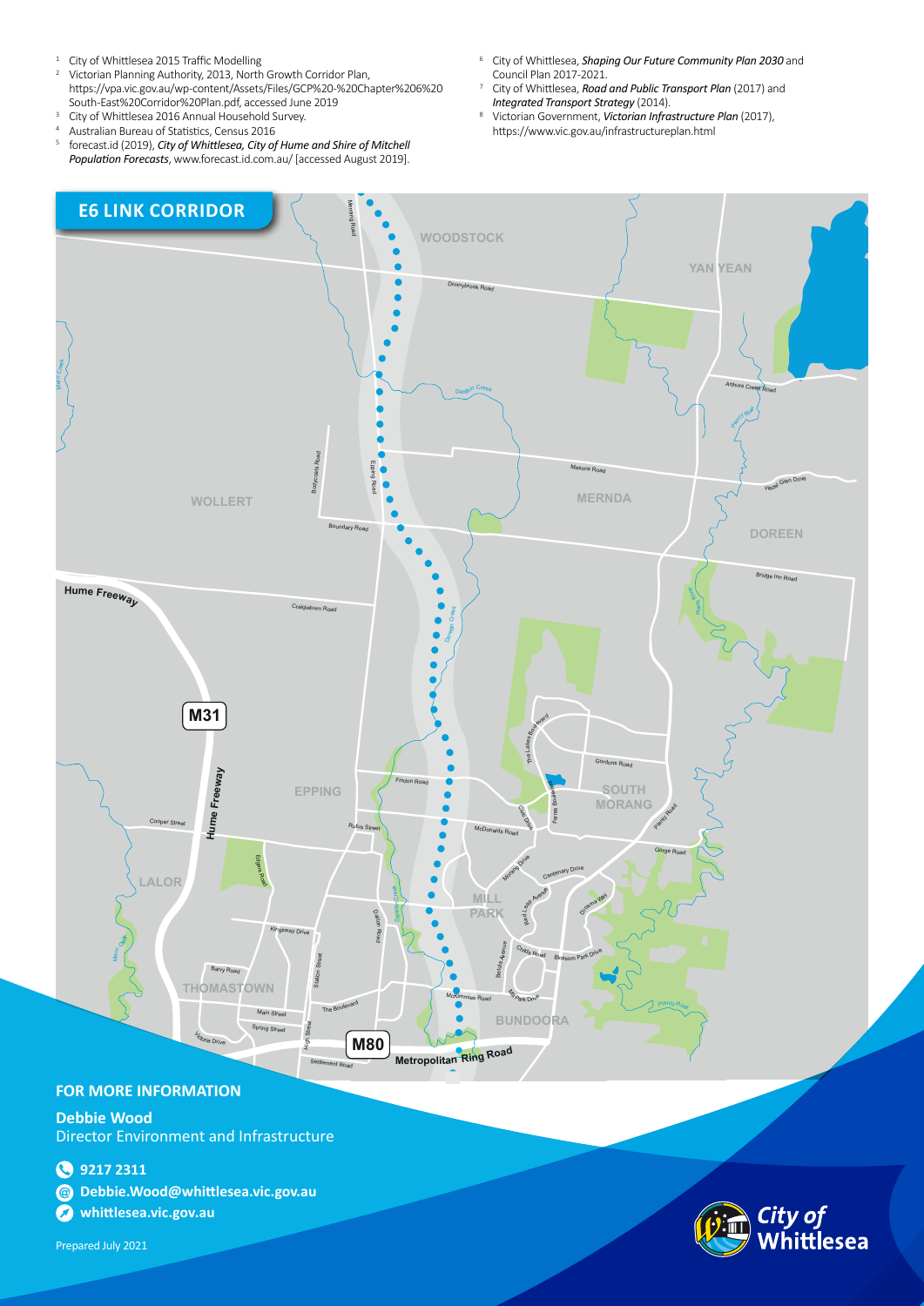1 City of Whittlesea 2015 Traffic Modelling
2 Victorian Planning Authority, 2013, North Growth Corridor Plan, https://vpa.vic.gov.au/wp-content/Assets/Files/GCP%20-%20Chapter%206%20South-East%20Corridor%20Plan.pdf, accessed June 2019
3 City of Whittlesea 2016 Annual Household Survey.
4 Australian Bureau of Statistics, Census 2016
5 forecast.id (2019), *City of Whittlesea, City of Hume and Shire of Mitchell Population Forecasts*, www.forecast.id.com.au/ [accessed August 2019].
6 City of Whittlesea, *Shaping Our Future Community Plan 2030* and Council Plan 2017-2021.
7 City of Whittlesea, *Road and Public Transport Plan* (2017) and *Integrated Transport Strategy* (2014).
8 Victorian Government, *Victorian Infrastructure Plan* (2017), https://www.vic.gov.au/infrastructureplan.html

## E6 LINK CORRIDOR

WOODSTOCK
YAN YEAN
WOLLERT
MERNDA
DOREEN
Hume Freeway
M31
EPPING
SOUTH MORANG
LALOR
MILL PARK
THOMASTOWN
BUNDOORA
M80
Metropolitan Ring Road

## FOR MORE INFORMATION

**Debbie Wood**
Director Environment and Infrastructure

**9217 2311**
**Debbie.Wood@whittlesea.vic.gov.au**
**whittlesea.vic.gov.au**

Prepared July 2021

City of Whittlesea